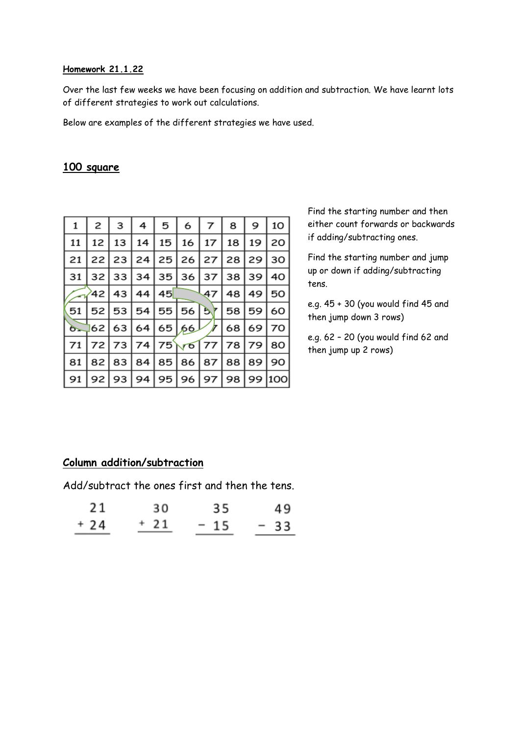**Homework 21.1.22**

Over the last few weeks we have been focusing on addition and subtraction. We have learnt lots of different strategies to work out calculations.

Below are examples of the different strategies we have used.

## 100 square

| 1 | 2 | 3 | 4 | 5 | 6 | 7 | 8 | 9 | 10 |
|---|---|---|---|---|---|---|---|---|---|
| 11 | 12 | 13 | 14 | 15 | 16 | 17 | 18 | 19 | 20 |
| 21 | 22 | 23 | 24 | 25 | 26 | 27 | 28 | 29 | 30 |
| 31 | 32 | 33 | 34 | 35 | 36 | 37 | 38 | 39 | 40 |
| 41 | 42 | 43 | 44 | 45 | 46 | 47 | 48 | 49 | 50 |
| 51 | 52 | 53 | 54 | 55 | 56 | 57 | 58 | 59 | 60 |
| 61 | 62 | 63 | 64 | 65 | 66 | 67 | 68 | 69 | 70 |
| 71 | 72 | 73 | 74 | 75 | 76 | 77 | 78 | 79 | 80 |
| 81 | 82 | 83 | 84 | 85 | 86 | 87 | 88 | 89 | 90 |
| 91 | 92 | 93 | 94 | 95 | 96 | 97 | 98 | 99 | 100 |

Find the starting number and then either count forwards or backwards if adding/subtracting ones.

Find the starting number and jump up or down if adding/subtracting tens.

e.g. 45 + 30 (you would find 45 and then jump down 3 rows)

e.g. 62 – 20 (you would find 62 and then jump up 2 rows)

## Column addition/subtraction

Add/subtract the ones first and then the tens.

```
  21      30      35      49
+ 24    + 21    - 15    - 33
----    ----    ----    ----
```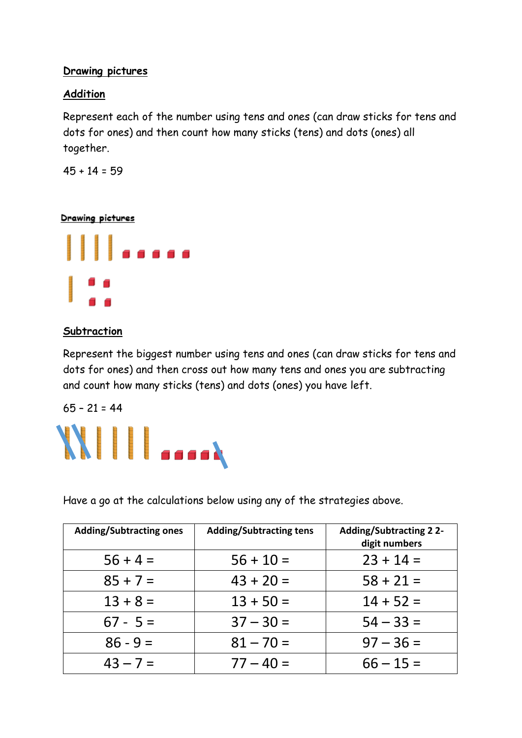**Drawing pictures**

**Addition**

Represent each of the number using tens and ones (can draw sticks for tens and dots for ones) and then count how many sticks (tens) and dots (ones) all together.

45 + 14 = 59

**Drawing pictures**

**Subtraction**

Represent the biggest number using tens and ones (can draw sticks for tens and dots for ones) and then cross out how many tens and ones you are subtracting and count how many sticks (tens) and dots (ones) you have left.

65 – 21 = 44

Have a go at the calculations below using any of the strategies above.

| Adding/Subtracting ones | Adding/Subtracting tens | Adding/Subtracting 2 2-digit numbers |
|---|---|---|
| 56 + 4 = | 56 + 10 = | 23 + 14 = |
| 85 + 7 = | 43 + 20 = | 58 + 21 = |
| 13 + 8 = | 13 + 50 = | 14 + 52 = |
| 67 - 5 = | 37 – 30 = | 54 – 33 = |
| 86 - 9 = | 81 – 70 = | 97 – 36 = |
| 43 – 7 = | 77 – 40 = | 66 – 15 = |